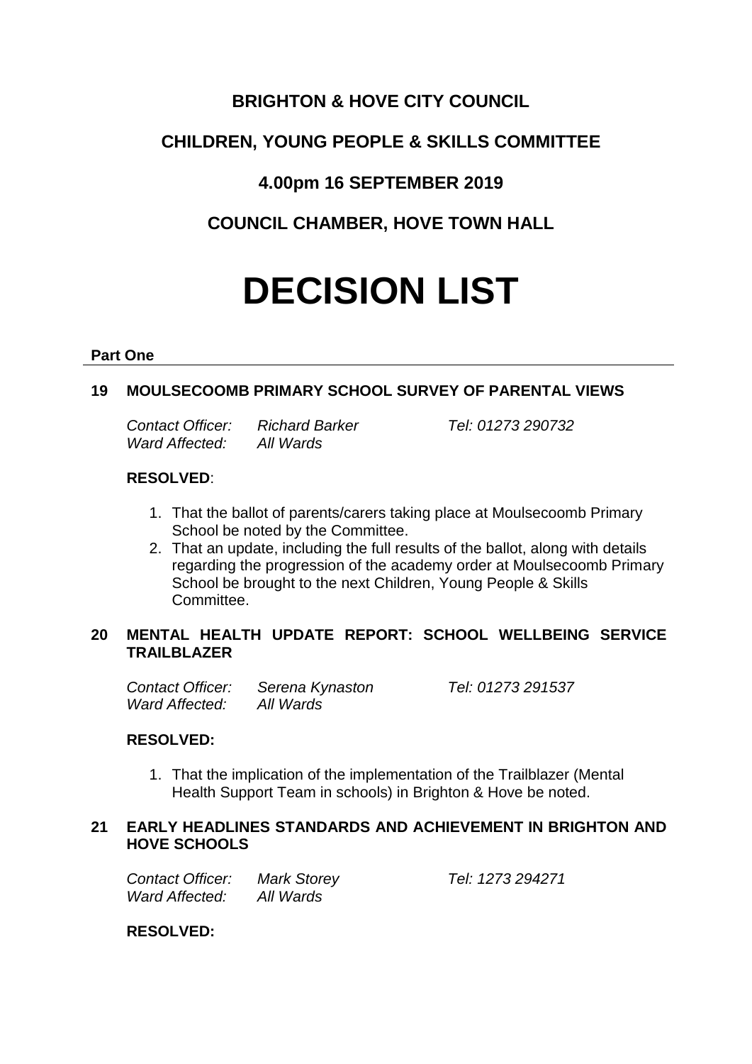**BRIGHTON & HOVE CITY COUNCIL**

**CHILDREN, YOUNG PEOPLE & SKILLS COMMITTEE**

**4.00pm 16 SEPTEMBER 2019**

**COUNCIL CHAMBER, HOVE TOWN HALL**

# DECISION LIST

**Part One**

### 19 MOULSECOOMB PRIMARY SCHOOL SURVEY OF PARENTAL VIEWS

*Contact Officer:* *Richard Barker* *Tel: 01273 290732*
*Ward Affected:* *All Wards*

**RESOLVED**:

1. That the ballot of parents/carers taking place at Moulsecoomb Primary School be noted by the Committee.
2. That an update, including the full results of the ballot, along with details regarding the progression of the academy order at Moulsecoomb Primary School be brought to the next Children, Young People & Skills Committee.

### 20 MENTAL HEALTH UPDATE REPORT: SCHOOL WELLBEING SERVICE TRAILBLAZER

*Contact Officer:* *Serena Kynaston* *Tel: 01273 291537*
*Ward Affected:* *All Wards*

**RESOLVED:**

1. That the implication of the implementation of the Trailblazer (Mental Health Support Team in schools) in Brighton & Hove be noted.

### 21 EARLY HEADLINES STANDARDS AND ACHIEVEMENT IN BRIGHTON AND HOVE SCHOOLS

*Contact Officer:* *Mark Storey* *Tel: 1273 294271*
*Ward Affected:* *All Wards*

**RESOLVED:**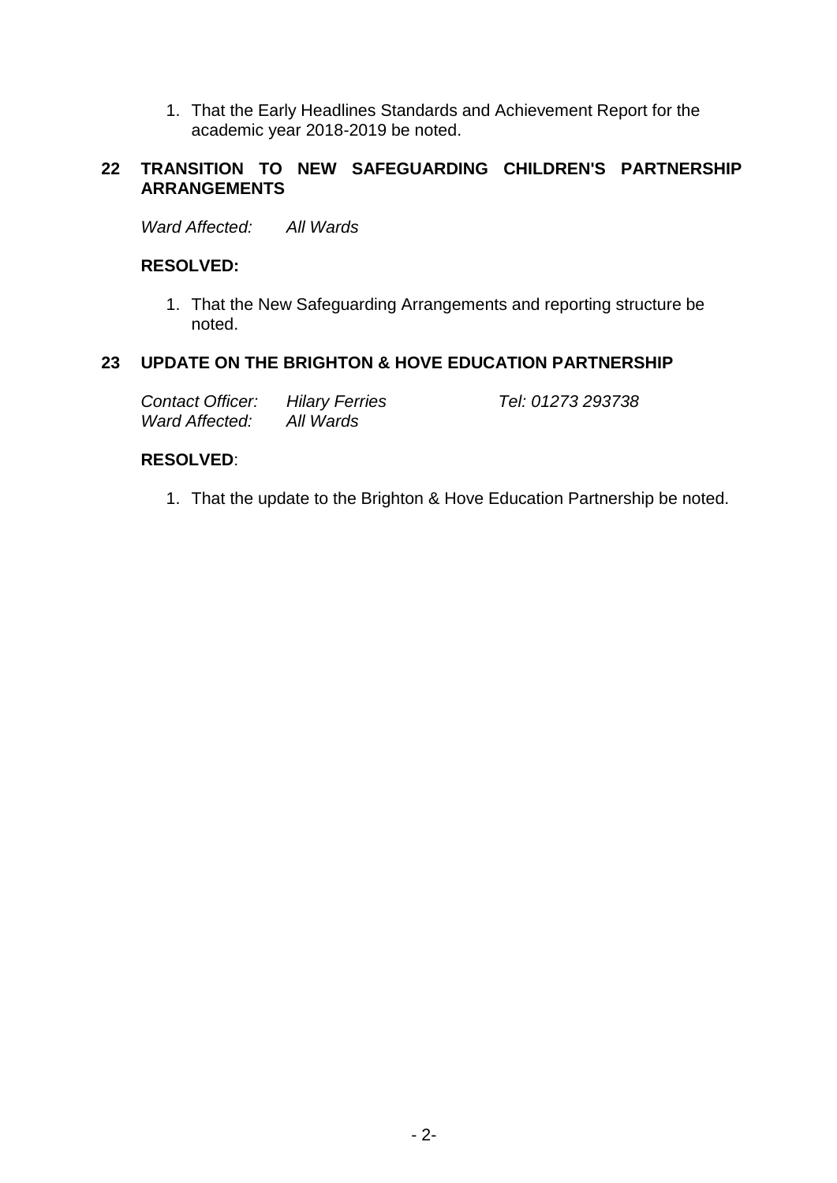1. That the Early Headlines Standards and Achievement Report for the academic year 2018-2019 be noted.

## 22 TRANSITION TO NEW SAFEGUARDING CHILDREN'S PARTNERSHIP ARRANGEMENTS

*Ward Affected: All Wards*

**RESOLVED:**

1. That the New Safeguarding Arrangements and reporting structure be noted.

## 23 UPDATE ON THE BRIGHTON & HOVE EDUCATION PARTNERSHIP

*Contact Officer: Hilary Ferries Tel: 01273 293738*
*Ward Affected: All Wards*

**RESOLVED**:

1. That the update to the Brighton & Hove Education Partnership be noted.